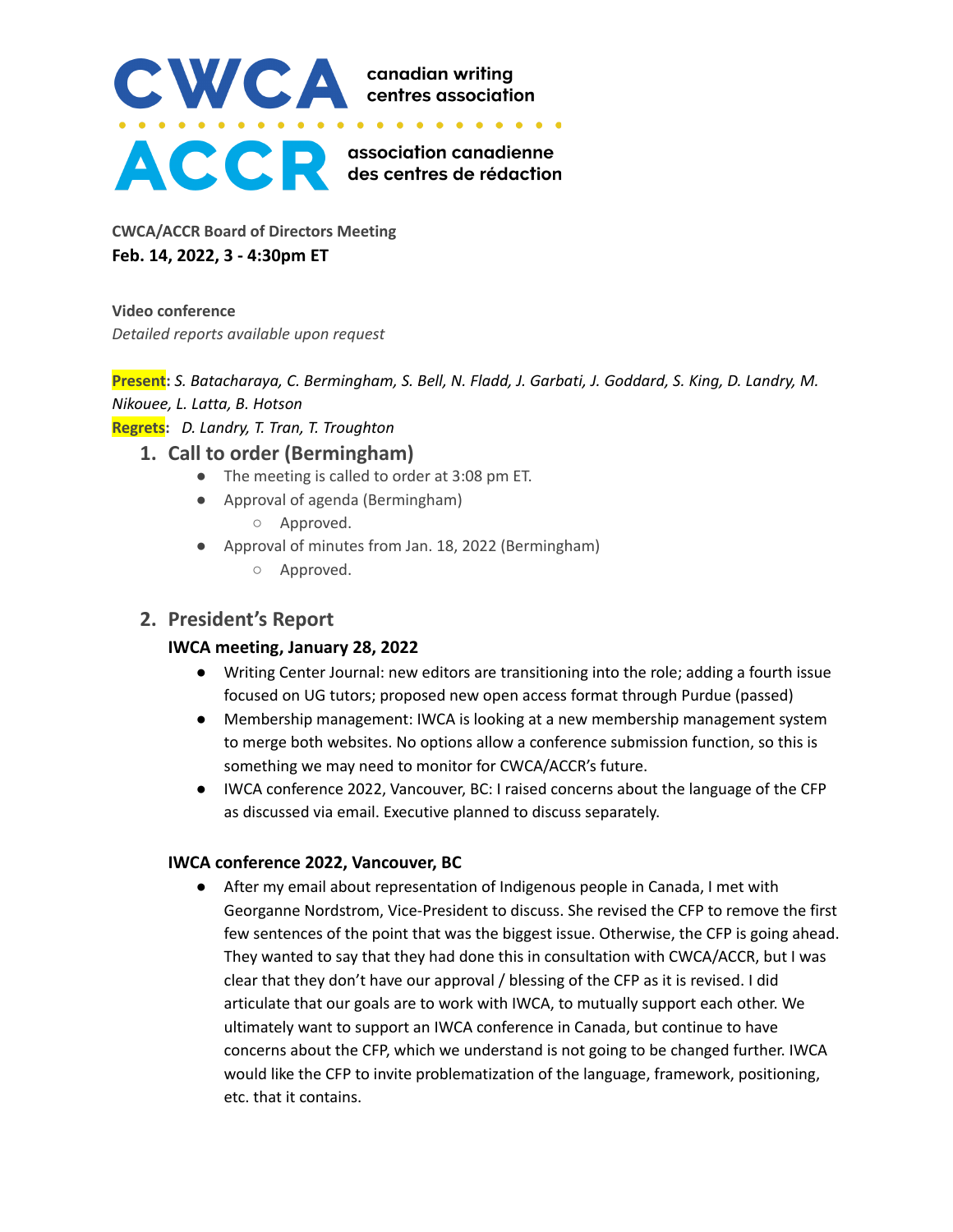CWCA canadian writing centres association

ACCR association canadienne des centres de rédaction

**CWCA/ACCR Board of Directors Meeting**
**Feb. 14, 2022, 3 - 4:30pm ET**

**Video conference**
*Detailed reports available upon request*

**Present**: *S. Batacharaya, C. Bermingham, S. Bell, N. Fladd, J. Garbati, J. Goddard, S. King, D. Landry, M. Nikouee, L. Latta, B. Hotson*
**Regrets**: *D. Landry, T. Tran, T. Troughton*

1. **Call to order (Bermingham)**
   - The meeting is called to order at 3:08 pm ET.
   - Approval of agenda (Bermingham)
     - Approved.
   - Approval of minutes from Jan. 18, 2022 (Bermingham)
     - Approved.

2. **President's Report**

**IWCA meeting, January 28, 2022**

- Writing Center Journal: new editors are transitioning into the role; adding a fourth issue focused on UG tutors; proposed new open access format through Purdue (passed)
- Membership management: IWCA is looking at a new membership management system to merge both websites. No options allow a conference submission function, so this is something we may need to monitor for CWCA/ACCR's future.
- IWCA conference 2022, Vancouver, BC: I raised concerns about the language of the CFP as discussed via email. Executive planned to discuss separately.

**IWCA conference 2022, Vancouver, BC**

- After my email about representation of Indigenous people in Canada, I met with Georganne Nordstrom, Vice-President to discuss. She revised the CFP to remove the first few sentences of the point that was the biggest issue. Otherwise, the CFP is going ahead. They wanted to say that they had done this in consultation with CWCA/ACCR, but I was clear that they don't have our approval / blessing of the CFP as it is revised. I did articulate that our goals are to work with IWCA, to mutually support each other. We ultimately want to support an IWCA conference in Canada, but continue to have concerns about the CFP, which we understand is not going to be changed further. IWCA would like the CFP to invite problematization of the language, framework, positioning, etc. that it contains.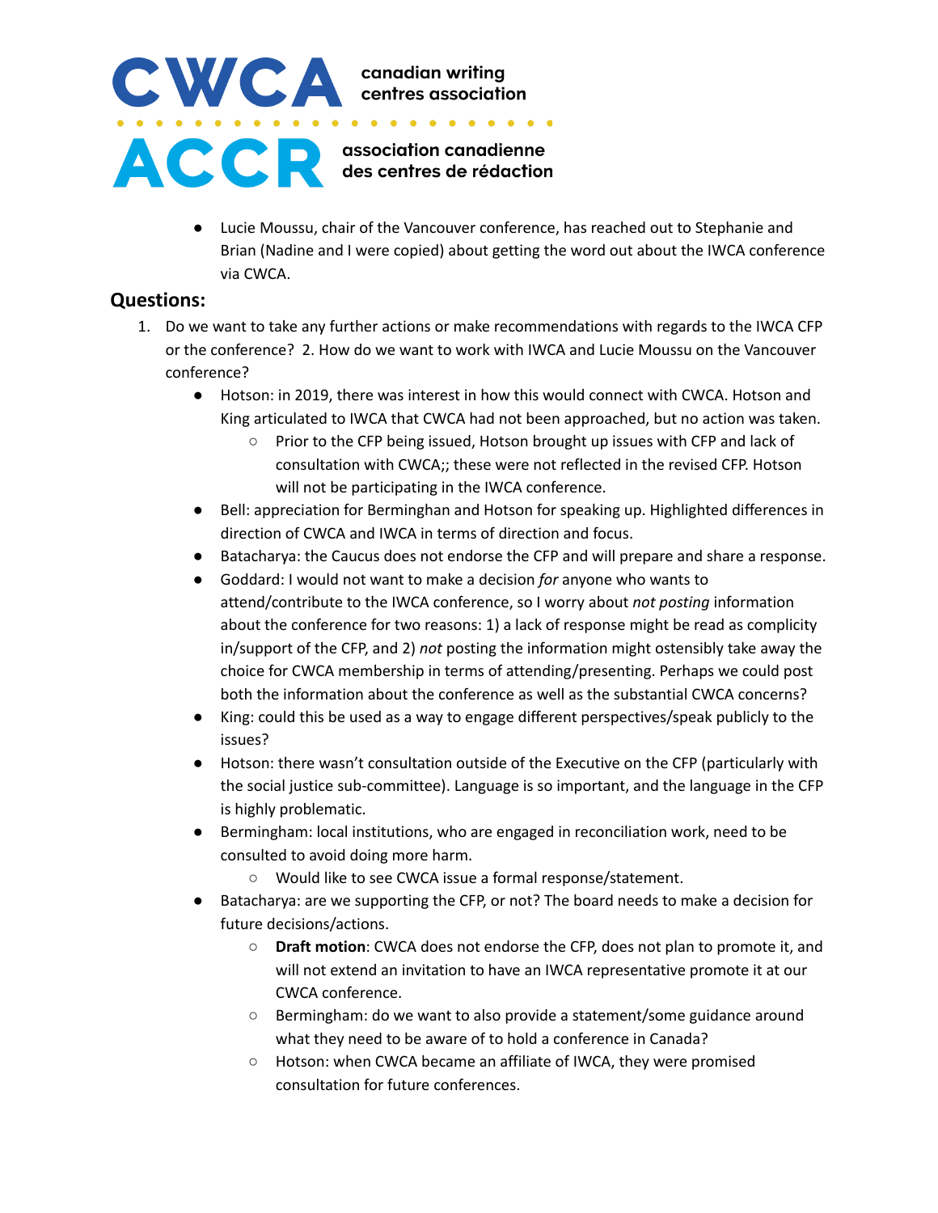- Lucie Moussu, chair of the Vancouver conference, has reached out to Stephanie and Brian (Nadine and I were copied) about getting the word out about the IWCA conference via CWCA.

## Questions:

1. Do we want to take any further actions or make recommendations with regards to the IWCA CFP or the conference? 2. How do we want to work with IWCA and Lucie Moussu on the Vancouver conference?
    - Hotson: in 2019, there was interest in how this would connect with CWCA. Hotson and King articulated to IWCA that CWCA had not been approached, but no action was taken.
        - Prior to the CFP being issued, Hotson brought up issues with CFP and lack of consultation with CWCA;; these were not reflected in the revised CFP. Hotson will not be participating in the IWCA conference.
    - Bell: appreciation for Berminghan and Hotson for speaking up. Highlighted differences in direction of CWCA and IWCA in terms of direction and focus.
    - Batacharya: the Caucus does not endorse the CFP and will prepare and share a response.
    - Goddard: I would not want to make a decision *for* anyone who wants to attend/contribute to the IWCA conference, so I worry about *not posting* information about the conference for two reasons: 1) a lack of response might be read as complicity in/support of the CFP, and 2) *not* posting the information might ostensibly take away the choice for CWCA membership in terms of attending/presenting. Perhaps we could post both the information about the conference as well as the substantial CWCA concerns?
    - King: could this be used as a way to engage different perspectives/speak publicly to the issues?
    - Hotson: there wasn't consultation outside of the Executive on the CFP (particularly with the social justice sub-committee). Language is so important, and the language in the CFP is highly problematic.
    - Bermingham: local institutions, who are engaged in reconciliation work, need to be consulted to avoid doing more harm.
        - Would like to see CWCA issue a formal response/statement.
    - Batacharya: are we supporting the CFP, or not? The board needs to make a decision for future decisions/actions.
        - **Draft motion**: CWCA does not endorse the CFP, does not plan to promote it, and will not extend an invitation to have an IWCA representative promote it at our CWCA conference.
        - Bermingham: do we want to also provide a statement/some guidance around what they need to be aware of to hold a conference in Canada?
        - Hotson: when CWCA became an affiliate of IWCA, they were promised consultation for future conferences.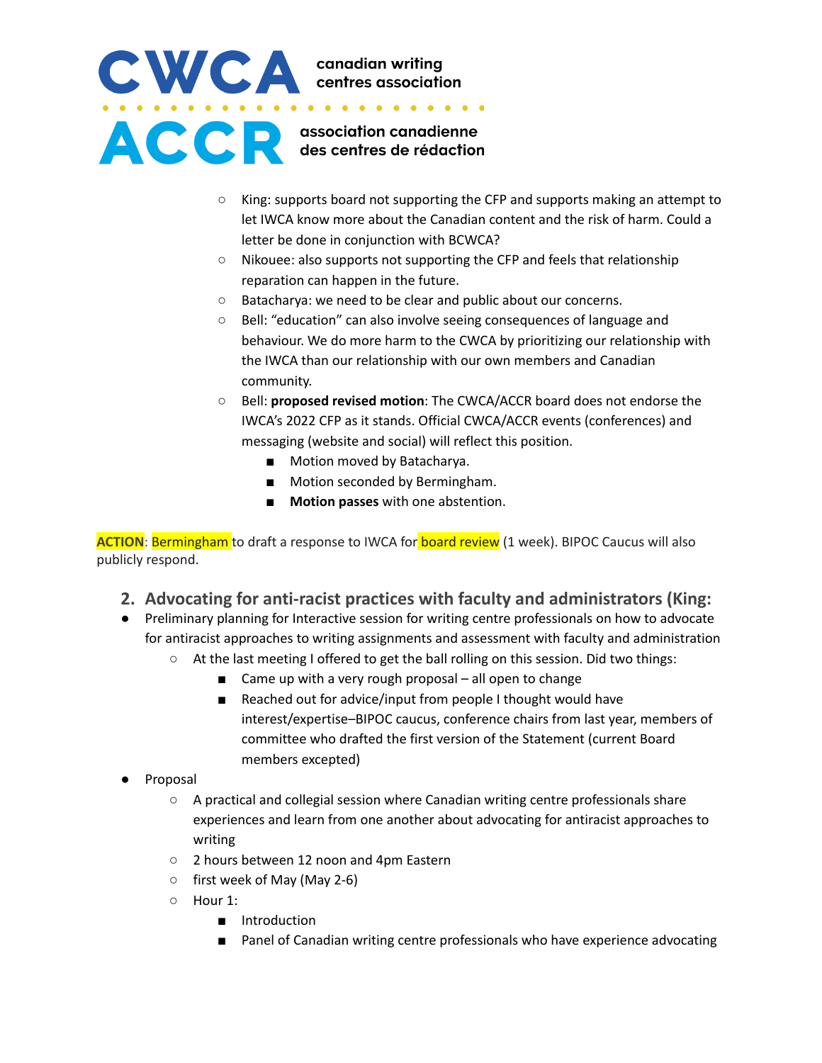- King: supports board not supporting the CFP and supports making an attempt to let IWCA know more about the Canadian content and the risk of harm. Could a letter be done in conjunction with BCWCA?
- Nikouee: also supports not supporting the CFP and feels that relationship reparation can happen in the future.
- Batacharya: we need to be clear and public about our concerns.
- Bell: "education" can also involve seeing consequences of language and behaviour. We do more harm to the CWCA by prioritizing our relationship with the IWCA than our relationship with our own members and Canadian community.
- Bell: **proposed revised motion**: The CWCA/ACCR board does not endorse the IWCA's 2022 CFP as it stands. Official CWCA/ACCR events (conferences) and messaging (website and social) will reflect this position.
  - Motion moved by Batacharya.
  - Motion seconded by Bermingham.
  - **Motion passes** with one abstention.

**ACTION**: Bermingham to draft a response to IWCA for board review (1 week). BIPOC Caucus will also publicly respond.

## 2. Advocating for anti-racist practices with faculty and administrators (King:

- Preliminary planning for Interactive session for writing centre professionals on how to advocate for antiracist approaches to writing assignments and assessment with faculty and administration
  - At the last meeting I offered to get the ball rolling on this session. Did two things:
    - Came up with a very rough proposal – all open to change
    - Reached out for advice/input from people I thought would have interest/expertise–BIPOC caucus, conference chairs from last year, members of committee who drafted the first version of the Statement (current Board members excepted)
- Proposal
  - A practical and collegial session where Canadian writing centre professionals share experiences and learn from one another about advocating for antiracist approaches to writing
  - 2 hours between 12 noon and 4pm Eastern
  - first week of May (May 2-6)
  - Hour 1:
    - Introduction
    - Panel of Canadian writing centre professionals who have experience advocating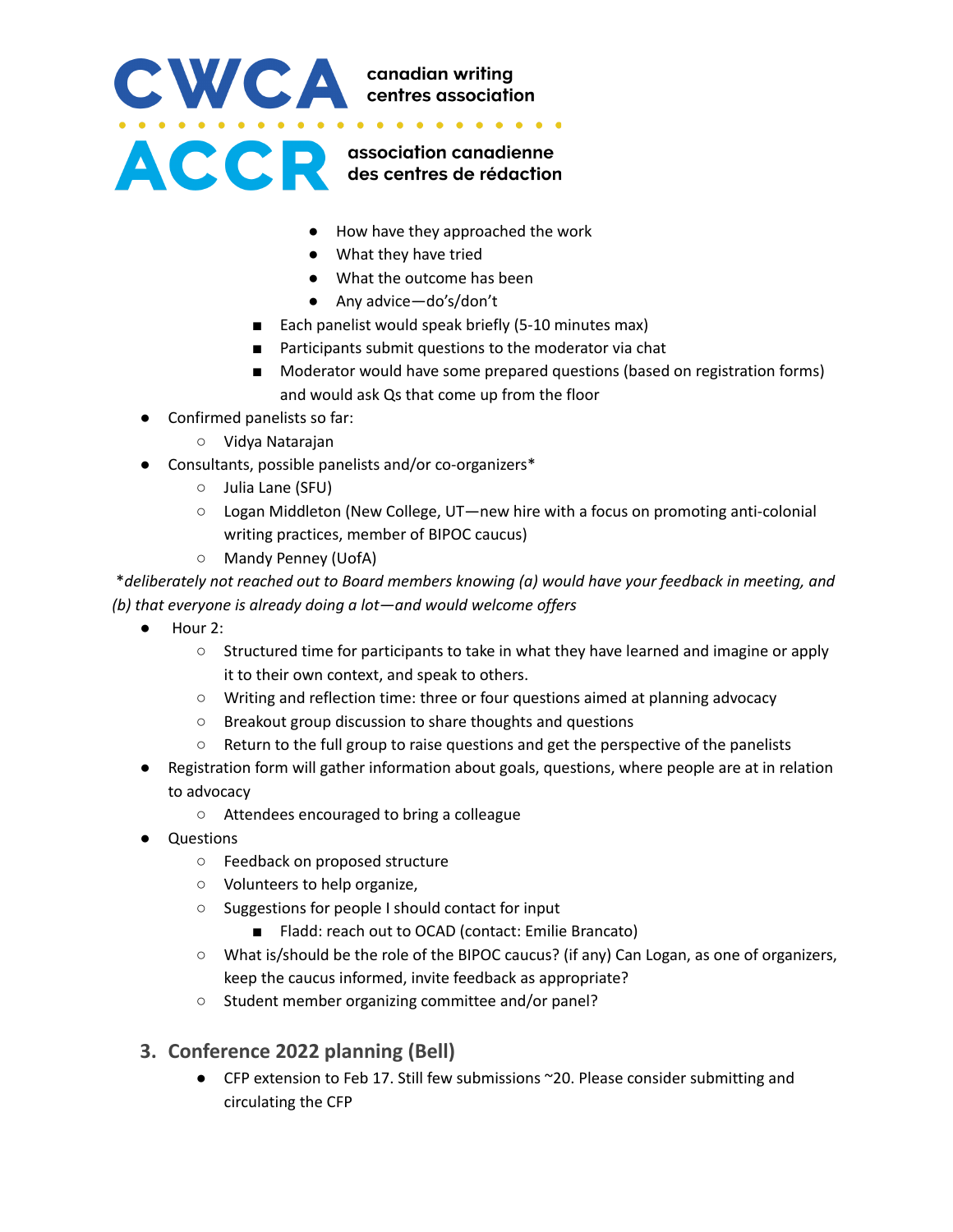- How have they approached the work
- What they have tried
- What the outcome has been
- Any advice—do's/don't

  - Each panelist would speak briefly (5-10 minutes max)
  - Participants submit questions to the moderator via chat
  - Moderator would have some prepared questions (based on registration forms) and would ask Qs that come up from the floor

- Confirmed panelists so far:
  - Vidya Natarajan
- Consultants, possible panelists and/or co-organizers*
  - Julia Lane (SFU)
  - Logan Middleton (New College, UT—new hire with a focus on promoting anti-colonial writing practices, member of BIPOC caucus)
  - Mandy Penney (UofA)

**deliberately not reached out to Board members knowing (a) would have your feedback in meeting, and (b) that everyone is already doing a lot—and would welcome offers*

- Hour 2:
  - Structured time for participants to take in what they have learned and imagine or apply it to their own context, and speak to others.
  - Writing and reflection time: three or four questions aimed at planning advocacy
  - Breakout group discussion to share thoughts and questions
  - Return to the full group to raise questions and get the perspective of the panelists
- Registration form will gather information about goals, questions, where people are at in relation to advocacy
  - Attendees encouraged to bring a colleague
- Questions
  - Feedback on proposed structure
  - Volunteers to help organize,
  - Suggestions for people I should contact for input
    - Fladd: reach out to OCAD (contact: Emilie Brancato)
  - What is/should be the role of the BIPOC caucus? (if any) Can Logan, as one of organizers, keep the caucus informed, invite feedback as appropriate?
  - Student member organizing committee and/or panel?

## 3. Conference 2022 planning (Bell)

- CFP extension to Feb 17. Still few submissions ~20. Please consider submitting and circulating the CFP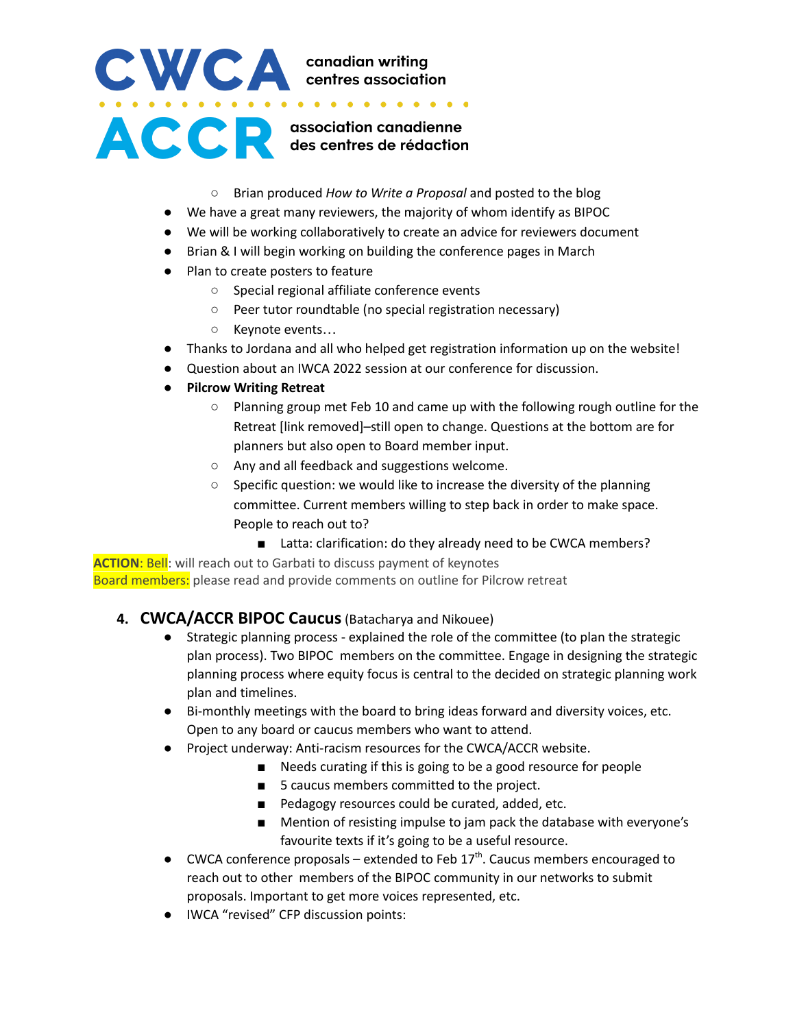- Brian produced *How to Write a Proposal* and posted to the blog
- We have a great many reviewers, the majority of whom identify as BIPOC
- We will be working collaboratively to create an advice for reviewers document
- Brian & I will begin working on building the conference pages in March
- Plan to create posters to feature
    - Special regional affiliate conference events
    - Peer tutor roundtable (no special registration necessary)
    - Keynote events…
- Thanks to Jordana and all who helped get registration information up on the website!
- Question about an IWCA 2022 session at our conference for discussion.
- **Pilcrow Writing Retreat**
    - Planning group met Feb 10 and came up with the following rough outline for the Retreat [link removed]–still open to change. Questions at the bottom are for planners but also open to Board member input.
    - Any and all feedback and suggestions welcome.
    - Specific question: we would like to increase the diversity of the planning committee. Current members willing to step back in order to make space. People to reach out to?
        - Latta: clarification: do they already need to be CWCA members?

**ACTION**: Bell: will reach out to Garbati to discuss payment of keynotes
Board members: please read and provide comments on outline for Pilcrow retreat

## 4. CWCA/ACCR BIPOC Caucus (Batacharya and Nikouee)

- Strategic planning process - explained the role of the committee (to plan the strategic plan process). Two BIPOC members on the committee. Engage in designing the strategic planning process where equity focus is central to the decided on strategic planning work plan and timelines.
- Bi-monthly meetings with the board to bring ideas forward and diversity voices, etc. Open to any board or caucus members who want to attend.
- Project underway: Anti-racism resources for the CWCA/ACCR website.
    - Needs curating if this is going to be a good resource for people
    - 5 caucus members committed to the project.
    - Pedagogy resources could be curated, added, etc.
    - Mention of resisting impulse to jam pack the database with everyone's favourite texts if it's going to be a useful resource.
- CWCA conference proposals – extended to Feb 17th. Caucus members encouraged to reach out to other members of the BIPOC community in our networks to submit proposals. Important to get more voices represented, etc.
- IWCA "revised" CFP discussion points: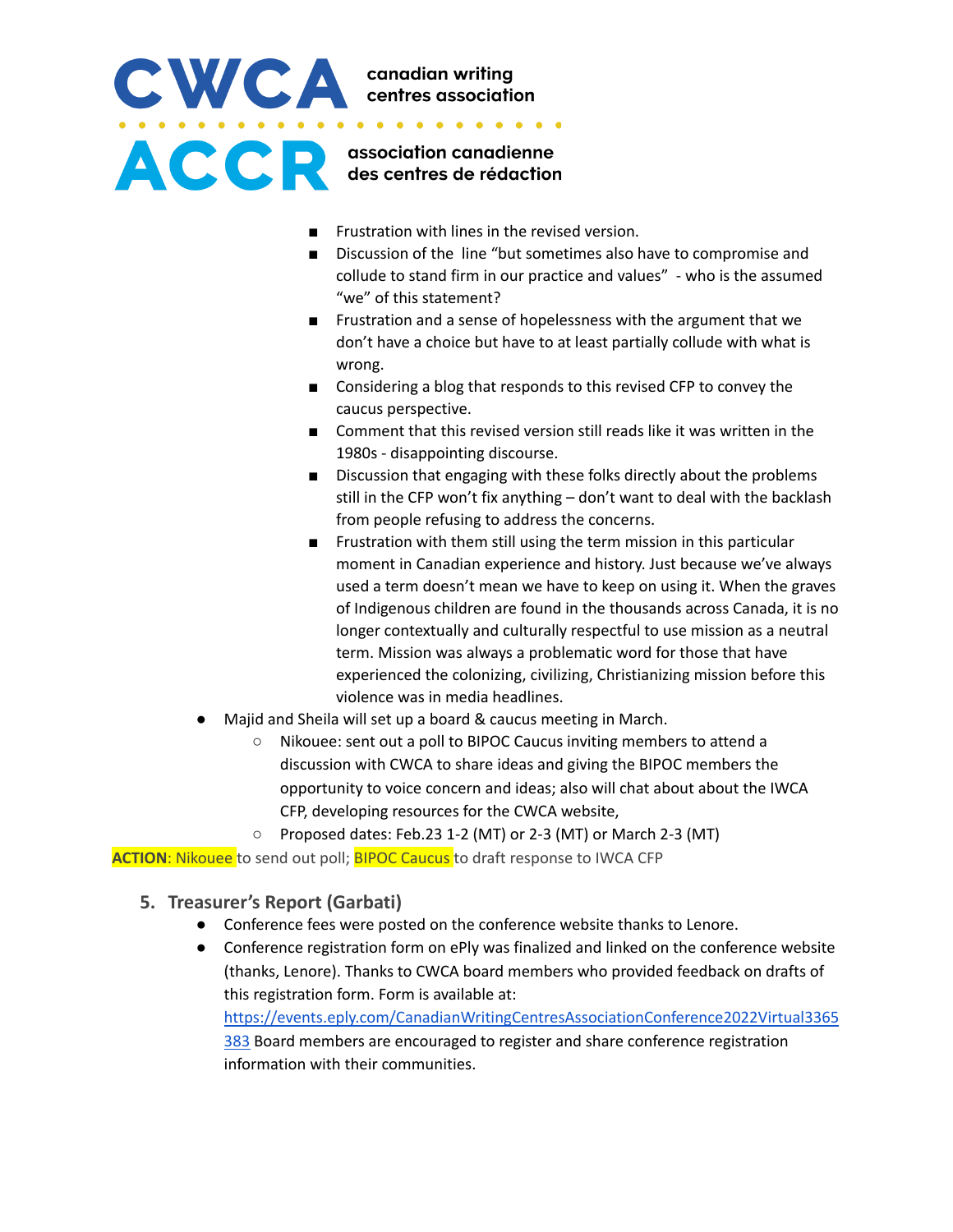- Frustration with lines in the revised version.
        - Discussion of the line "but sometimes also have to compromise and collude to stand firm in our practice and values" - who is the assumed "we" of this statement?
        - Frustration and a sense of hopelessness with the argument that we don't have a choice but have to at least partially collude with what is wrong.
        - Considering a blog that responds to this revised CFP to convey the caucus perspective.
        - Comment that this revised version still reads like it was written in the 1980s - disappointing discourse.
        - Discussion that engaging with these folks directly about the problems still in the CFP won't fix anything – don't want to deal with the backlash from people refusing to address the concerns.
        - Frustration with them still using the term mission in this particular moment in Canadian experience and history. Just because we've always used a term doesn't mean we have to keep on using it. When the graves of Indigenous children are found in the thousands across Canada, it is no longer contextually and culturally respectful to use mission as a neutral term. Mission was always a problematic word for those that have experienced the colonizing, civilizing, Christianizing mission before this violence was in media headlines.
- Majid and Sheila will set up a board & caucus meeting in March.
    - Nikouee: sent out a poll to BIPOC Caucus inviting members to attend a discussion with CWCA to share ideas and giving the BIPOC members the opportunity to voice concern and ideas; also will chat about about the IWCA CFP, developing resources for the CWCA website,
    - Proposed dates: Feb.23 1-2 (MT) or 2-3 (MT) or March 2-3 (MT)

**ACTION**: Nikouee to send out poll; BIPOC Caucus to draft response to IWCA CFP

5. **Treasurer's Report (Garbati)**
    - Conference fees were posted on the conference website thanks to Lenore.
    - Conference registration form on ePly was finalized and linked on the conference website (thanks, Lenore). Thanks to CWCA board members who provided feedback on drafts of this registration form. Form is available at: https://events.eply.com/CanadianWritingCentresAssociationConference2022Virtual3365383 Board members are encouraged to register and share conference registration information with their communities.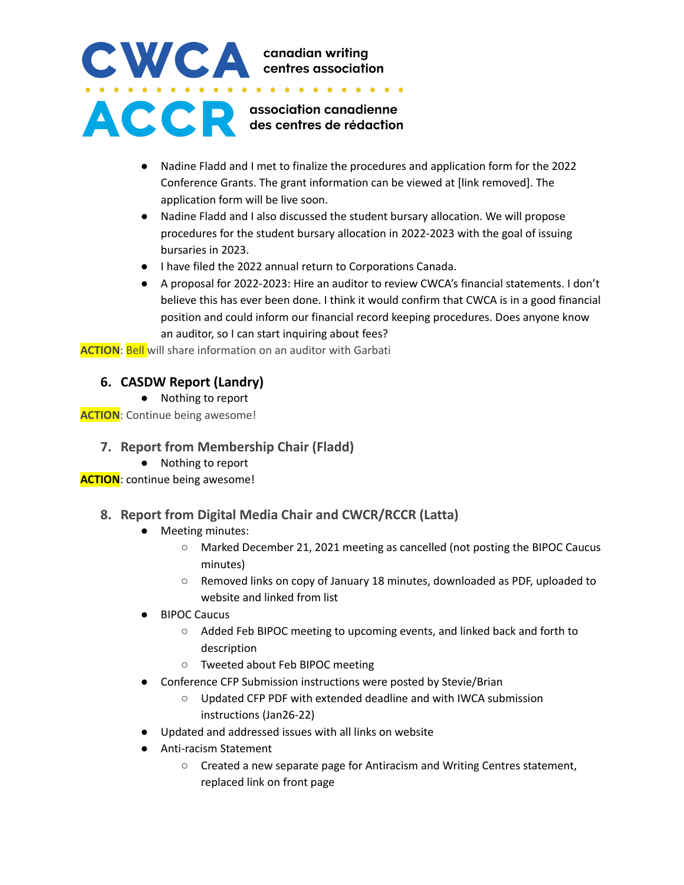- Nadine Fladd and I met to finalize the procedures and application form for the 2022 Conference Grants. The grant information can be viewed at [link removed]. The application form will be live soon.
- Nadine Fladd and I also discussed the student bursary allocation. We will propose procedures for the student bursary allocation in 2022-2023 with the goal of issuing bursaries in 2023.
- I have filed the 2022 annual return to Corporations Canada.
- A proposal for 2022-2023: Hire an auditor to review CWCA's financial statements. I don't believe this has ever been done. I think it would confirm that CWCA is in a good financial position and could inform our financial record keeping procedures. Does anyone know an auditor, so I can start inquiring about fees?

**ACTION**: Bell will share information on an auditor with Garbati

### 6. CASDW Report (Landry)

- Nothing to report

**ACTION**: Continue being awesome!

### 7. Report from Membership Chair (Fladd)

- Nothing to report

**ACTION**: continue being awesome!

### 8. Report from Digital Media Chair and CWCR/RCCR (Latta)

- Meeting minutes:
  - Marked December 21, 2021 meeting as cancelled (not posting the BIPOC Caucus minutes)
  - Removed links on copy of January 18 minutes, downloaded as PDF, uploaded to website and linked from list
- BIPOC Caucus
  - Added Feb BIPOC meeting to upcoming events, and linked back and forth to description
  - Tweeted about Feb BIPOC meeting
- Conference CFP Submission instructions were posted by Stevie/Brian
  - Updated CFP PDF with extended deadline and with IWCA submission instructions (Jan26-22)
- Updated and addressed issues with all links on website
- Anti-racism Statement
  - Created a new separate page for Antiracism and Writing Centres statement, replaced link on front page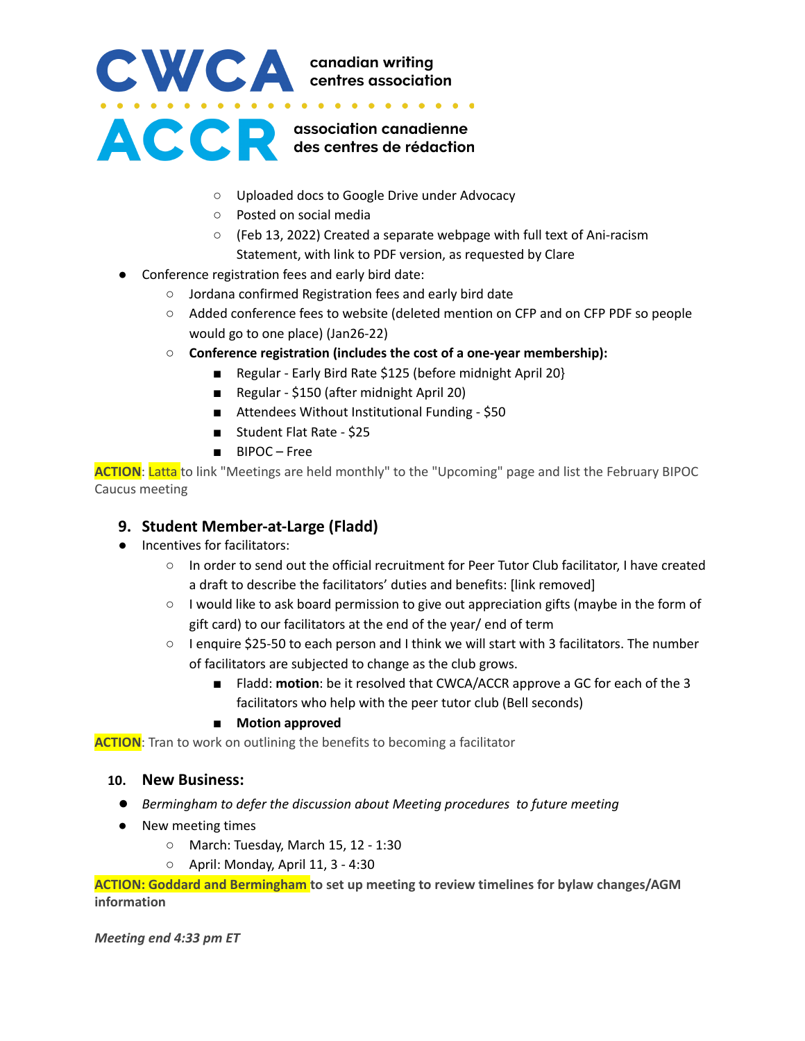- Uploaded docs to Google Drive under Advocacy
- Posted on social media
- (Feb 13, 2022) Created a separate webpage with full text of Ani-racism Statement, with link to PDF version, as requested by Clare

- Conference registration fees and early bird date:
  - Jordana confirmed Registration fees and early bird date
  - Added conference fees to website (deleted mention on CFP and on CFP PDF so people would go to one place) (Jan26-22)
  - **Conference registration (includes the cost of a one-year membership):**
    - Regular - Early Bird Rate $125 (before midnight April 20}
    - Regular - $150 (after midnight April 20)
    - Attendees Without Institutional Funding - $50
    - Student Flat Rate - $25
    - BIPOC – Free

**ACTION**: Latta to link "Meetings are held monthly" to the "Upcoming" page and list the February BIPOC Caucus meeting

### 9. Student Member-at-Large (Fladd)

- Incentives for facilitators:
  - In order to send out the official recruitment for Peer Tutor Club facilitator, I have created a draft to describe the facilitators' duties and benefits: [link removed]
  - I would like to ask board permission to give out appreciation gifts (maybe in the form of gift card) to our facilitators at the end of the year/ end of term
  - I enquire $25-50 to each person and I think we will start with 3 facilitators. The number of facilitators are subjected to change as the club grows.
    - Fladd: **motion**: be it resolved that CWCA/ACCR approve a GC for each of the 3 facilitators who help with the peer tutor club (Bell seconds)
    - **Motion approved**

**ACTION**: Tran to work on outlining the benefits to becoming a facilitator

### 10. New Business:

- *Bermingham to defer the discussion about Meeting procedures to future meeting*
- New meeting times
  - March: Tuesday, March 15, 12 - 1:30
  - April: Monday, April 11, 3 - 4:30

**ACTION: Goddard and Bermingham to set up meeting to review timelines for bylaw changes/AGM information**

***Meeting end 4:33 pm ET***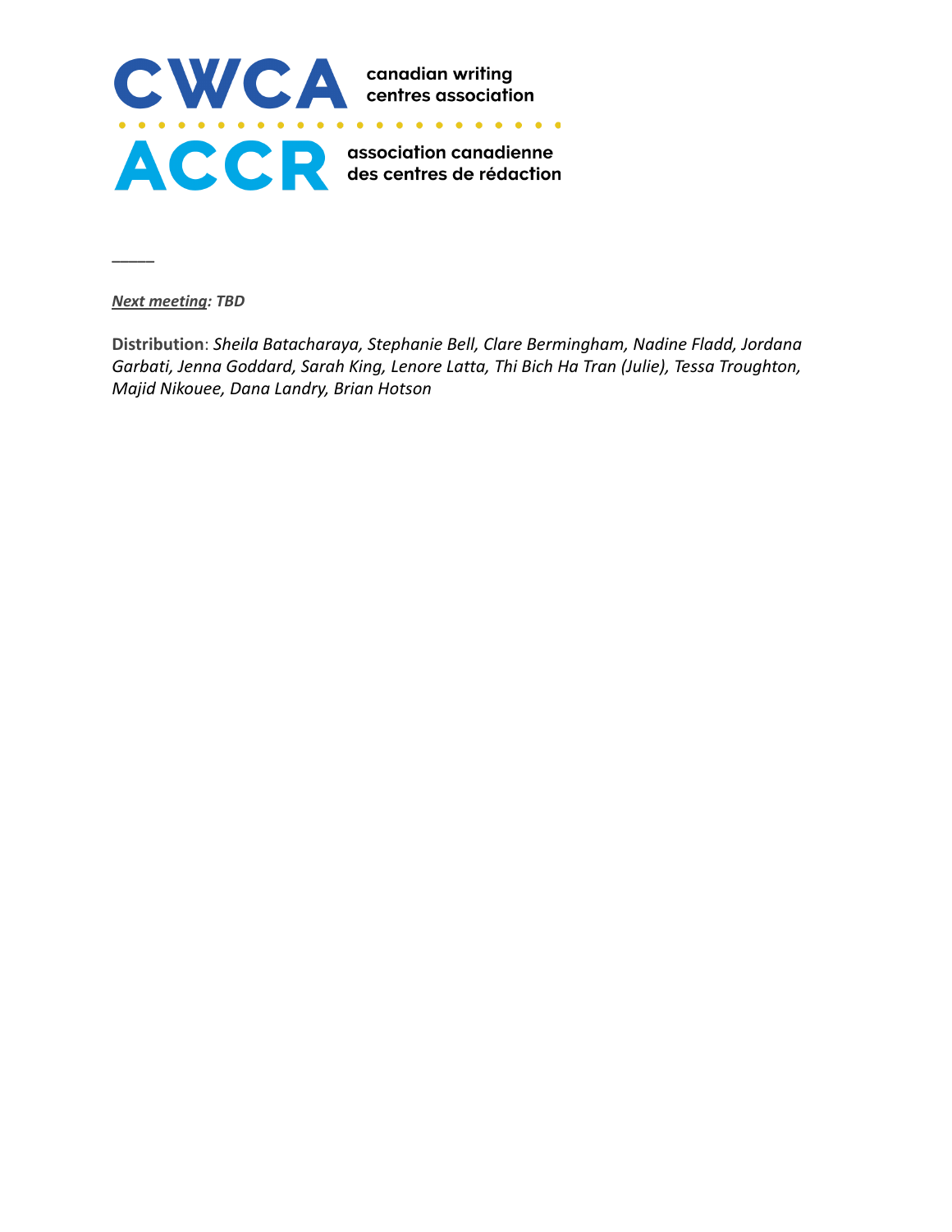CWCA canadian writing centres association
ACCR association canadienne des centres de rédaction

_____

***Next meeting*: TBD**

**Distribution**: *Sheila Batacharaya, Stephanie Bell, Clare Bermingham, Nadine Fladd, Jordana Garbati, Jenna Goddard, Sarah King, Lenore Latta, Thi Bich Ha Tran (Julie), Tessa Troughton, Majid Nikouee, Dana Landry, Brian Hotson*